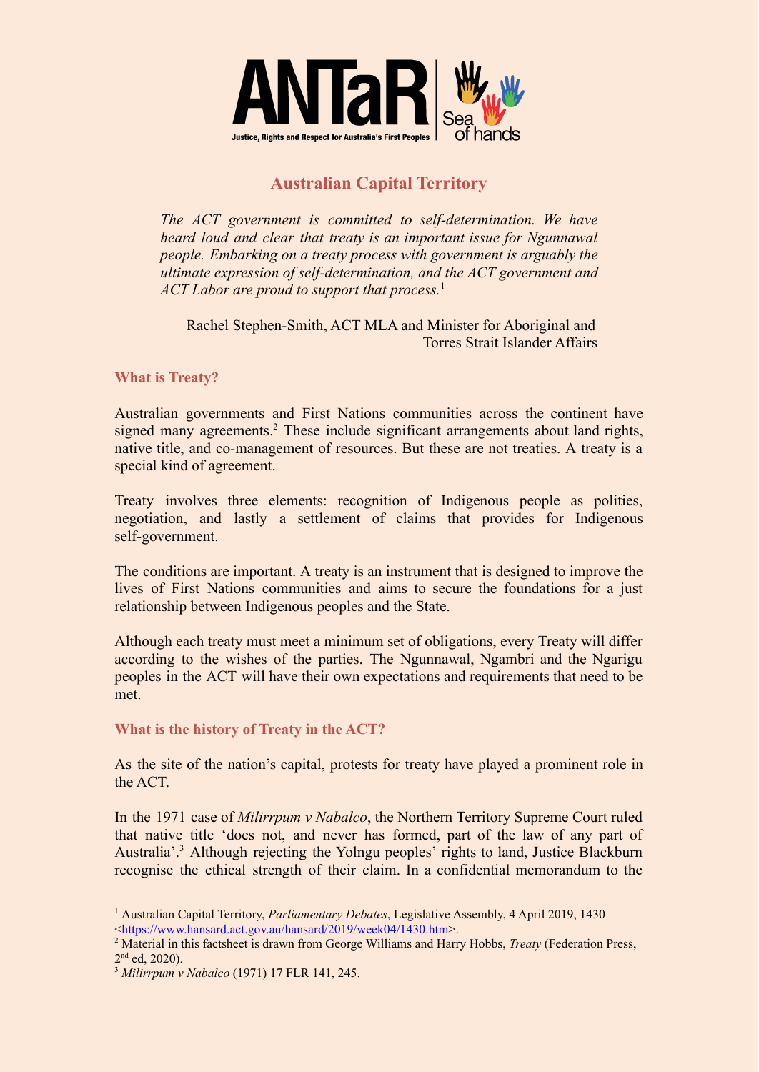ANTaR
Justice, Rights and Respect for Australia's First Peoples
Sea of hands

# Australian Capital Territory

*The ACT government is committed to self-determination. We have heard loud and clear that treaty is an important issue for Ngunnawal people. Embarking on a treaty process with government is arguably the ultimate expression of self-determination, and the ACT government and ACT Labor are proud to support that process.*[1]

Rachel Stephen-Smith, ACT MLA and Minister for Aboriginal and Torres Strait Islander Affairs

## What is Treaty?

Australian governments and First Nations communities across the continent have signed many agreements.[2] These include significant arrangements about land rights, native title, and co-management of resources. But these are not treaties. A treaty is a special kind of agreement.

Treaty involves three elements: recognition of Indigenous people as polities, negotiation, and lastly a settlement of claims that provides for Indigenous self-government.

The conditions are important. A treaty is an instrument that is designed to improve the lives of First Nations communities and aims to secure the foundations for a just relationship between Indigenous peoples and the State.

Although each treaty must meet a minimum set of obligations, every Treaty will differ according to the wishes of the parties. The Ngunnawal, Ngambri and the Ngarigu peoples in the ACT will have their own expectations and requirements that need to be met.

## What is the history of Treaty in the ACT?

As the site of the nation's capital, protests for treaty have played a prominent role in the ACT.

In the 1971 case of *Milirrpum v Nabalco*, the Northern Territory Supreme Court ruled that native title 'does not, and never has formed, part of the law of any part of Australia'.[3] Although rejecting the Yolngu peoples' rights to land, Justice Blackburn recognise the ethical strength of their claim. In a confidential memorandum to the

---

[1] Australian Capital Territory, *Parliamentary Debates*, Legislative Assembly, 4 April 2019, 1430 <https://www.hansard.act.gov.au/hansard/2019/week04/1430.htm>.

[2] Material in this factsheet is drawn from George Williams and Harry Hobbs, *Treaty* (Federation Press, 2nd ed, 2020).

[3] *Milirrpum v Nabalco* (1971) 17 FLR 141, 245.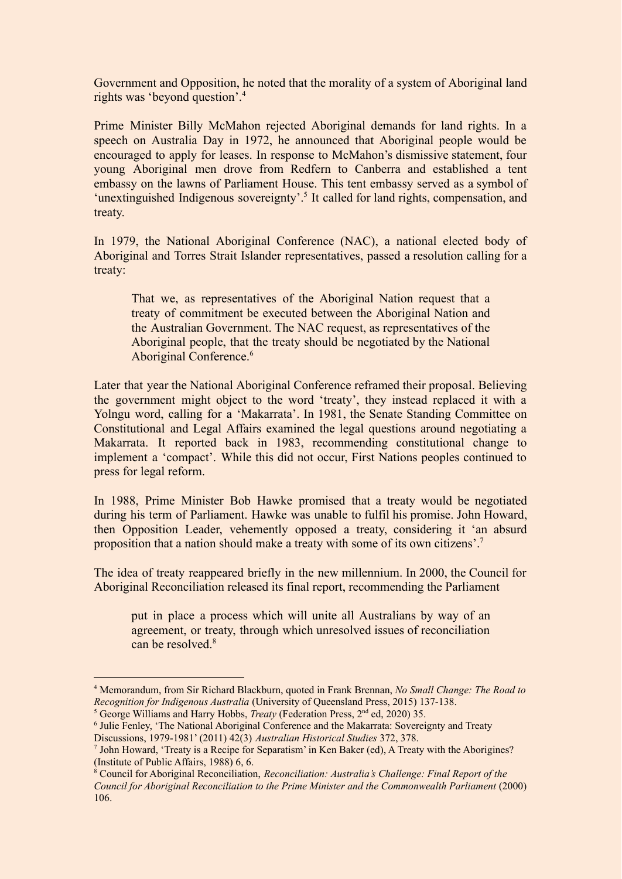Government and Opposition, he noted that the morality of a system of Aboriginal land rights was 'beyond question'.[4]

Prime Minister Billy McMahon rejected Aboriginal demands for land rights. In a speech on Australia Day in 1972, he announced that Aboriginal people would be encouraged to apply for leases. In response to McMahon's dismissive statement, four young Aboriginal men drove from Redfern to Canberra and established a tent embassy on the lawns of Parliament House. This tent embassy served as a symbol of 'unextinguished Indigenous sovereignty'.[5] It called for land rights, compensation, and treaty.

In 1979, the National Aboriginal Conference (NAC), a national elected body of Aboriginal and Torres Strait Islander representatives, passed a resolution calling for a treaty:

> That we, as representatives of the Aboriginal Nation request that a treaty of commitment be executed between the Aboriginal Nation and the Australian Government. The NAC request, as representatives of the Aboriginal people, that the treaty should be negotiated by the National Aboriginal Conference.[6]

Later that year the National Aboriginal Conference reframed their proposal. Believing the government might object to the word 'treaty', they instead replaced it with a Yolngu word, calling for a 'Makarrata'. In 1981, the Senate Standing Committee on Constitutional and Legal Affairs examined the legal questions around negotiating a Makarrata. It reported back in 1983, recommending constitutional change to implement a 'compact'. While this did not occur, First Nations peoples continued to press for legal reform.

In 1988, Prime Minister Bob Hawke promised that a treaty would be negotiated during his term of Parliament. Hawke was unable to fulfil his promise. John Howard, then Opposition Leader, vehemently opposed a treaty, considering it 'an absurd proposition that a nation should make a treaty with some of its own citizens'.[7]

The idea of treaty reappeared briefly in the new millennium. In 2000, the Council for Aboriginal Reconciliation released its final report, recommending the Parliament

> put in place a process which will unite all Australians by way of an agreement, or treaty, through which unresolved issues of reconciliation can be resolved.[8]

---

[4] Memorandum, from Sir Richard Blackburn, quoted in Frank Brennan, *No Small Change: The Road to Recognition for Indigenous Australia* (University of Queensland Press, 2015) 137-138.

[5] George Williams and Harry Hobbs, *Treaty* (Federation Press, 2nd ed, 2020) 35.

[6] Julie Fenley, 'The National Aboriginal Conference and the Makarrata: Sovereignty and Treaty Discussions, 1979-1981' (2011) 42(3) *Australian Historical Studies* 372, 378.

[7] John Howard, 'Treaty is a Recipe for Separatism' in Ken Baker (ed), A Treaty with the Aborigines? (Institute of Public Affairs, 1988) 6, 6.

[8] Council for Aboriginal Reconciliation, *Reconciliation: Australia's Challenge: Final Report of the Council for Aboriginal Reconciliation to the Prime Minister and the Commonwealth Parliament* (2000) 106.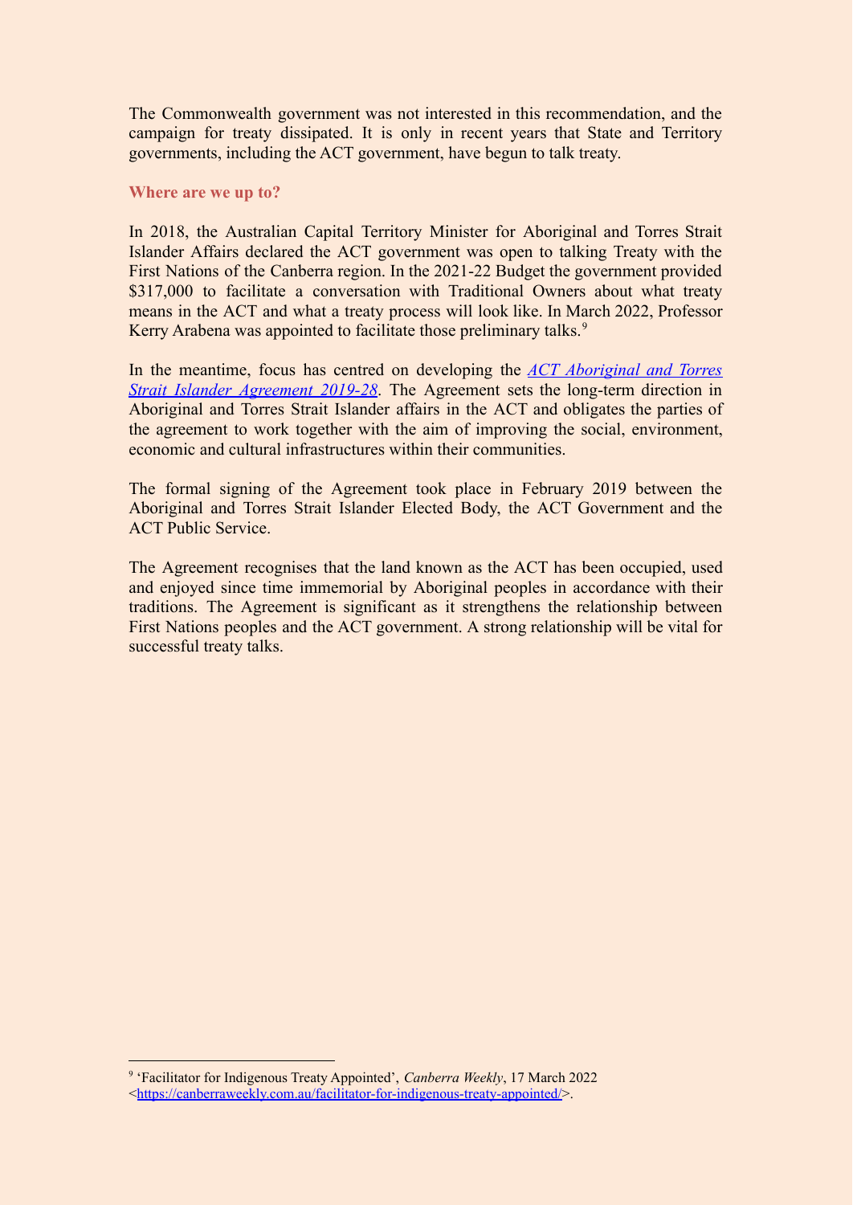The Commonwealth government was not interested in this recommendation, and the campaign for treaty dissipated. It is only in recent years that State and Territory governments, including the ACT government, have begun to talk treaty.

### Where are we up to?

In 2018, the Australian Capital Territory Minister for Aboriginal and Torres Strait Islander Affairs declared the ACT government was open to talking Treaty with the First Nations of the Canberra region. In the 2021-22 Budget the government provided $317,000 to facilitate a conversation with Traditional Owners about what treaty means in the ACT and what a treaty process will look like. In March 2022, Professor Kerry Arabena was appointed to facilitate those preliminary talks.[9]

In the meantime, focus has centred on developing the *ACT Aboriginal and Torres Strait Islander Agreement 2019-28*. The Agreement sets the long-term direction in Aboriginal and Torres Strait Islander affairs in the ACT and obligates the parties of the agreement to work together with the aim of improving the social, environment, economic and cultural infrastructures within their communities.

The formal signing of the Agreement took place in February 2019 between the Aboriginal and Torres Strait Islander Elected Body, the ACT Government and the ACT Public Service.

The Agreement recognises that the land known as the ACT has been occupied, used and enjoyed since time immemorial by Aboriginal peoples in accordance with their traditions. The Agreement is significant as it strengthens the relationship between First Nations peoples and the ACT government. A strong relationship will be vital for successful treaty talks.

---

[9] 'Facilitator for Indigenous Treaty Appointed', *Canberra Weekly*, 17 March 2022 <https://canberraweekly.com.au/facilitator-for-indigenous-treaty-appointed/>.